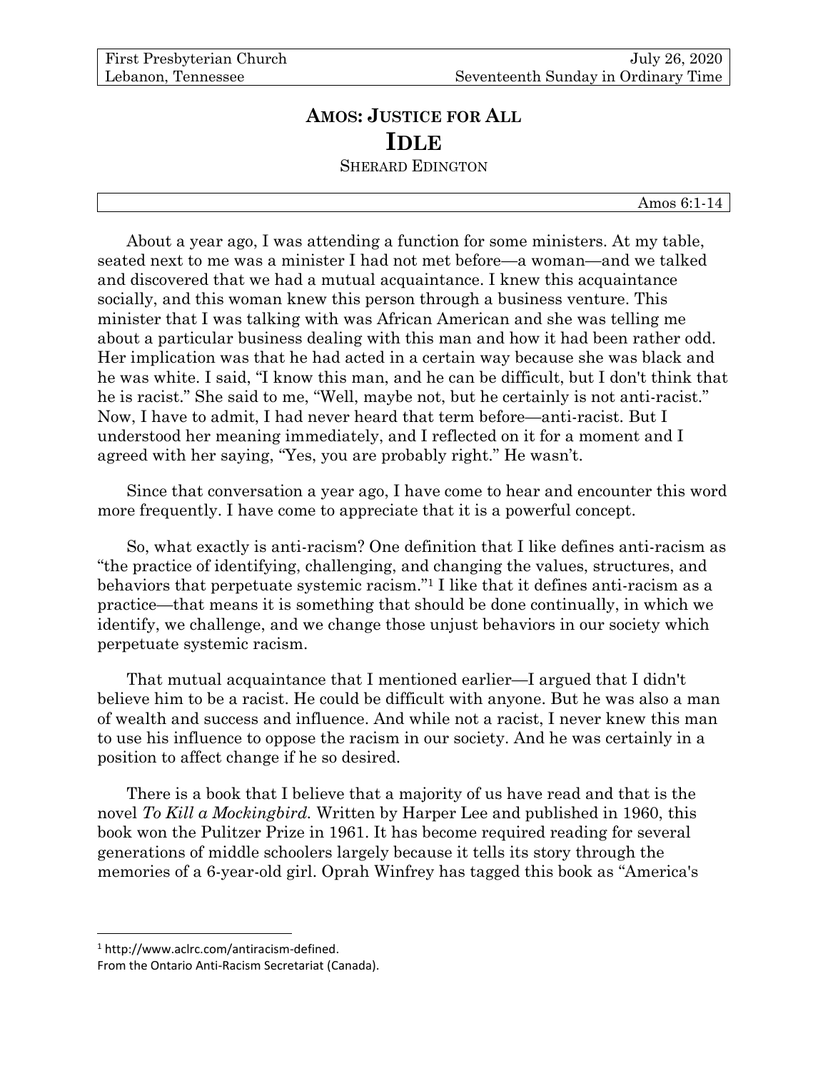First Presbyterian Church — July 26, 2020
Lebanon, Tennessee — Seventeenth Sunday in Ordinary Time

# AMOS: JUSTICE FOR ALL

# IDLE

SHERARD EDINGTON

Amos 6:1-14

About a year ago, I was attending a function for some ministers. At my table, seated next to me was a minister I had not met before—a woman—and we talked and discovered that we had a mutual acquaintance. I knew this acquaintance socially, and this woman knew this person through a business venture. This minister that I was talking with was African American and she was telling me about a particular business dealing with this man and how it had been rather odd. Her implication was that he had acted in a certain way because she was black and he was white. I said, "I know this man, and he can be difficult, but I don't think that he is racist." She said to me, "Well, maybe not, but he certainly is not anti-racist." Now, I have to admit, I had never heard that term before—anti-racist. But I understood her meaning immediately, and I reflected on it for a moment and I agreed with her saying, "Yes, you are probably right." He wasn't.

Since that conversation a year ago, I have come to hear and encounter this word more frequently. I have come to appreciate that it is a powerful concept.

So, what exactly is anti-racism? One definition that I like defines anti-racism as "the practice of identifying, challenging, and changing the values, structures, and behaviors that perpetuate systemic racism."[1] I like that it defines anti-racism as a practice—that means it is something that should be done continually, in which we identify, we challenge, and we change those unjust behaviors in our society which perpetuate systemic racism.

That mutual acquaintance that I mentioned earlier—I argued that I didn't believe him to be a racist. He could be difficult with anyone. But he was also a man of wealth and success and influence. And while not a racist, I never knew this man to use his influence to oppose the racism in our society. And he was certainly in a position to affect change if he so desired.

There is a book that I believe that a majority of us have read and that is the novel *To Kill a Mockingbird.* Written by Harper Lee and published in 1960, this book won the Pulitzer Prize in 1961. It has become required reading for several generations of middle schoolers largely because it tells its story through the memories of a 6-year-old girl. Oprah Winfrey has tagged this book as "America's

---

[1] http://www.aclrc.com/antiracism-defined.
From the Ontario Anti-Racism Secretariat (Canada).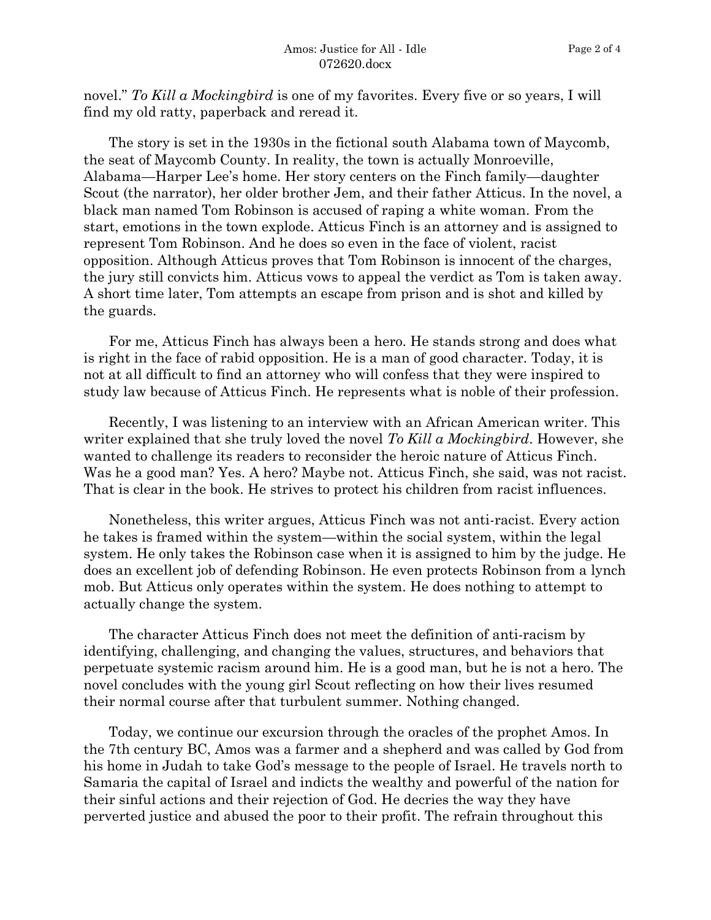novel." *To Kill a Mockingbird* is one of my favorites. Every five or so years, I will find my old ratty, paperback and reread it.

The story is set in the 1930s in the fictional south Alabama town of Maycomb, the seat of Maycomb County. In reality, the town is actually Monroeville, Alabama—Harper Lee's home. Her story centers on the Finch family—daughter Scout (the narrator), her older brother Jem, and their father Atticus. In the novel, a black man named Tom Robinson is accused of raping a white woman. From the start, emotions in the town explode. Atticus Finch is an attorney and is assigned to represent Tom Robinson. And he does so even in the face of violent, racist opposition. Although Atticus proves that Tom Robinson is innocent of the charges, the jury still convicts him. Atticus vows to appeal the verdict as Tom is taken away. A short time later, Tom attempts an escape from prison and is shot and killed by the guards.

For me, Atticus Finch has always been a hero. He stands strong and does what is right in the face of rabid opposition. He is a man of good character. Today, it is not at all difficult to find an attorney who will confess that they were inspired to study law because of Atticus Finch. He represents what is noble of their profession.

Recently, I was listening to an interview with an African American writer. This writer explained that she truly loved the novel *To Kill a Mockingbird*. However, she wanted to challenge its readers to reconsider the heroic nature of Atticus Finch. Was he a good man? Yes. A hero? Maybe not. Atticus Finch, she said, was not racist. That is clear in the book. He strives to protect his children from racist influences.

Nonetheless, this writer argues, Atticus Finch was not anti-racist. Every action he takes is framed within the system—within the social system, within the legal system. He only takes the Robinson case when it is assigned to him by the judge. He does an excellent job of defending Robinson. He even protects Robinson from a lynch mob. But Atticus only operates within the system. He does nothing to attempt to actually change the system.

The character Atticus Finch does not meet the definition of anti-racism by identifying, challenging, and changing the values, structures, and behaviors that perpetuate systemic racism around him. He is a good man, but he is not a hero. The novel concludes with the young girl Scout reflecting on how their lives resumed their normal course after that turbulent summer. Nothing changed.

Today, we continue our excursion through the oracles of the prophet Amos. In the 7th century BC, Amos was a farmer and a shepherd and was called by God from his home in Judah to take God's message to the people of Israel. He travels north to Samaria the capital of Israel and indicts the wealthy and powerful of the nation for their sinful actions and their rejection of God. He decries the way they have perverted justice and abused the poor to their profit. The refrain throughout this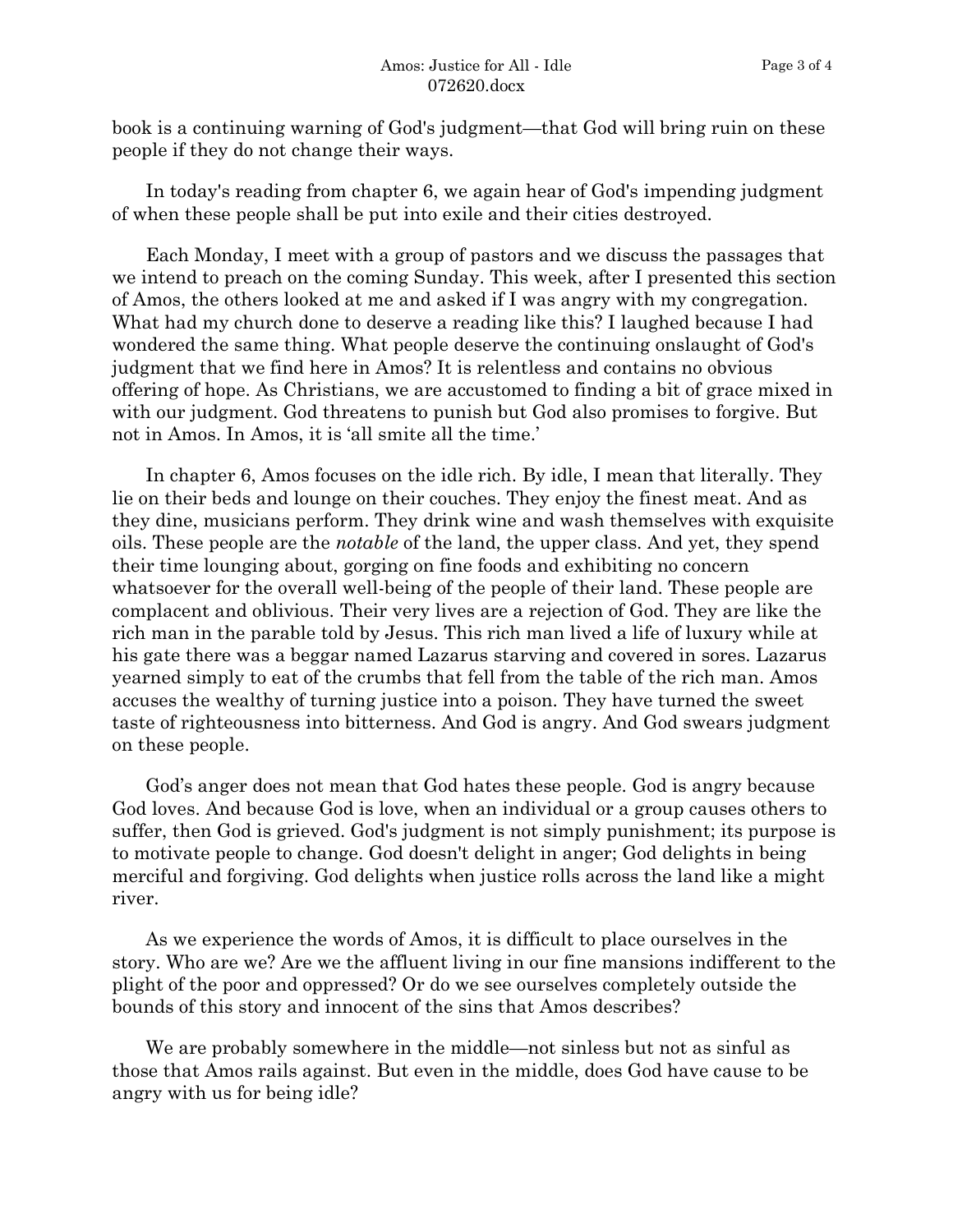book is a continuing warning of God's judgment—that God will bring ruin on these people if they do not change their ways.

In today's reading from chapter 6, we again hear of God's impending judgment of when these people shall be put into exile and their cities destroyed.

Each Monday, I meet with a group of pastors and we discuss the passages that we intend to preach on the coming Sunday. This week, after I presented this section of Amos, the others looked at me and asked if I was angry with my congregation. What had my church done to deserve a reading like this? I laughed because I had wondered the same thing. What people deserve the continuing onslaught of God's judgment that we find here in Amos? It is relentless and contains no obvious offering of hope. As Christians, we are accustomed to finding a bit of grace mixed in with our judgment. God threatens to punish but God also promises to forgive. But not in Amos. In Amos, it is 'all smite all the time.'

In chapter 6, Amos focuses on the idle rich. By idle, I mean that literally. They lie on their beds and lounge on their couches. They enjoy the finest meat. And as they dine, musicians perform. They drink wine and wash themselves with exquisite oils. These people are the *notable* of the land, the upper class. And yet, they spend their time lounging about, gorging on fine foods and exhibiting no concern whatsoever for the overall well-being of the people of their land. These people are complacent and oblivious. Their very lives are a rejection of God. They are like the rich man in the parable told by Jesus. This rich man lived a life of luxury while at his gate there was a beggar named Lazarus starving and covered in sores. Lazarus yearned simply to eat of the crumbs that fell from the table of the rich man. Amos accuses the wealthy of turning justice into a poison. They have turned the sweet taste of righteousness into bitterness. And God is angry. And God swears judgment on these people.

God's anger does not mean that God hates these people. God is angry because God loves. And because God is love, when an individual or a group causes others to suffer, then God is grieved. God's judgment is not simply punishment; its purpose is to motivate people to change. God doesn't delight in anger; God delights in being merciful and forgiving. God delights when justice rolls across the land like a might river.

As we experience the words of Amos, it is difficult to place ourselves in the story. Who are we? Are we the affluent living in our fine mansions indifferent to the plight of the poor and oppressed? Or do we see ourselves completely outside the bounds of this story and innocent of the sins that Amos describes?

We are probably somewhere in the middle—not sinless but not as sinful as those that Amos rails against. But even in the middle, does God have cause to be angry with us for being idle?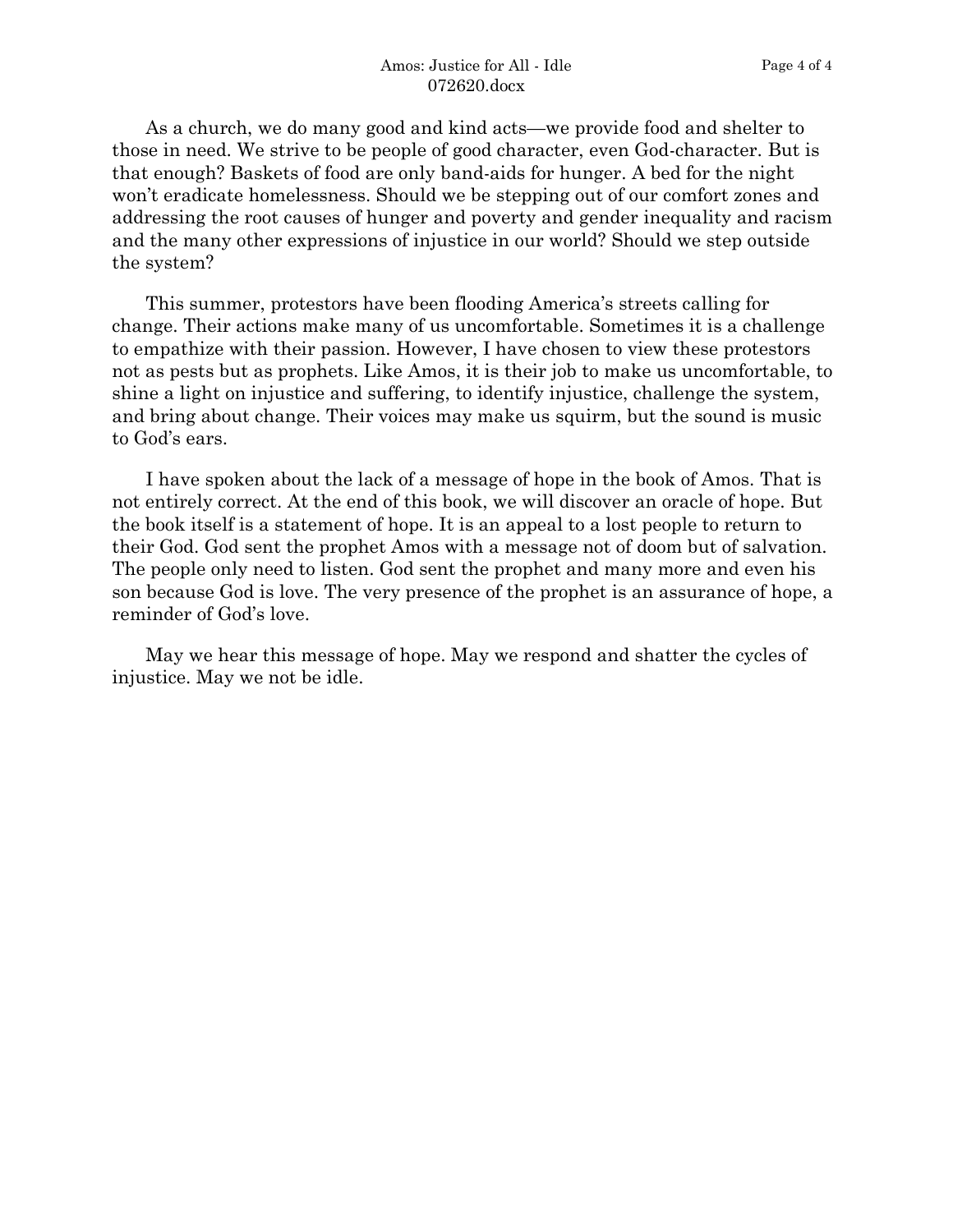As a church, we do many good and kind acts—we provide food and shelter to those in need. We strive to be people of good character, even God-character. But is that enough? Baskets of food are only band-aids for hunger. A bed for the night won't eradicate homelessness. Should we be stepping out of our comfort zones and addressing the root causes of hunger and poverty and gender inequality and racism and the many other expressions of injustice in our world? Should we step outside the system?

This summer, protestors have been flooding America's streets calling for change. Their actions make many of us uncomfortable. Sometimes it is a challenge to empathize with their passion. However, I have chosen to view these protestors not as pests but as prophets. Like Amos, it is their job to make us uncomfortable, to shine a light on injustice and suffering, to identify injustice, challenge the system, and bring about change. Their voices may make us squirm, but the sound is music to God's ears.

I have spoken about the lack of a message of hope in the book of Amos. That is not entirely correct. At the end of this book, we will discover an oracle of hope. But the book itself is a statement of hope. It is an appeal to a lost people to return to their God. God sent the prophet Amos with a message not of doom but of salvation. The people only need to listen. God sent the prophet and many more and even his son because God is love. The very presence of the prophet is an assurance of hope, a reminder of God's love.

May we hear this message of hope. May we respond and shatter the cycles of injustice. May we not be idle.